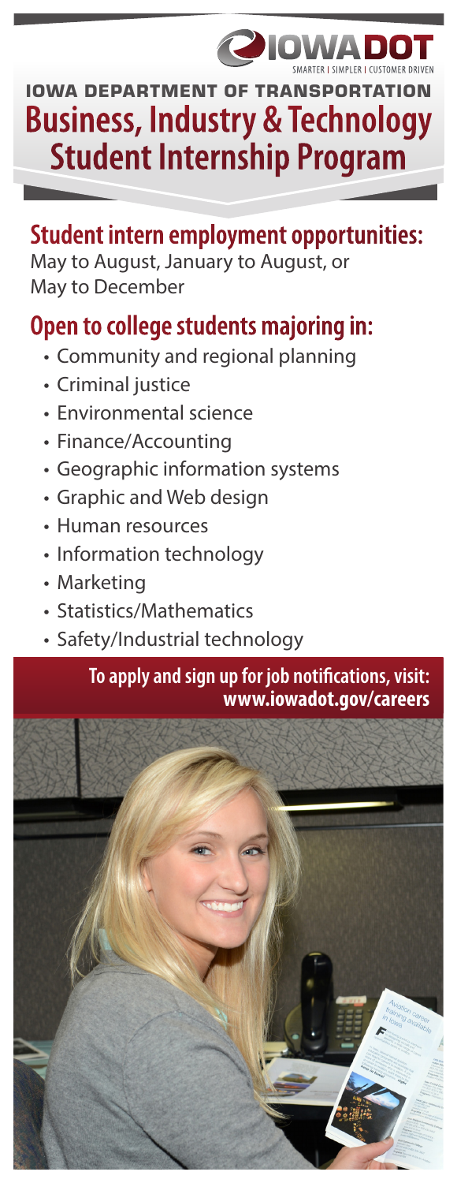IOWA DOT

SMARTER | SIMPLER | CUSTOMER DRIVEN

# IOWA DEPARTMENT OF TRANSPORTATION

# Business, Industry & Technology Student Internship Program

## Student intern employment opportunities:

May to August, January to August, or May to December

## Open to college students majoring in:

- Community and regional planning
- Criminal justice
- Environmental science
- Finance/Accounting
- Geographic information systems
- Graphic and Web design
- Human resources
- Information technology
- Marketing
- Statistics/Mathematics
- Safety/Industrial technology

**To apply and sign up for job notifications, visit: www.iowadot.gov/careers**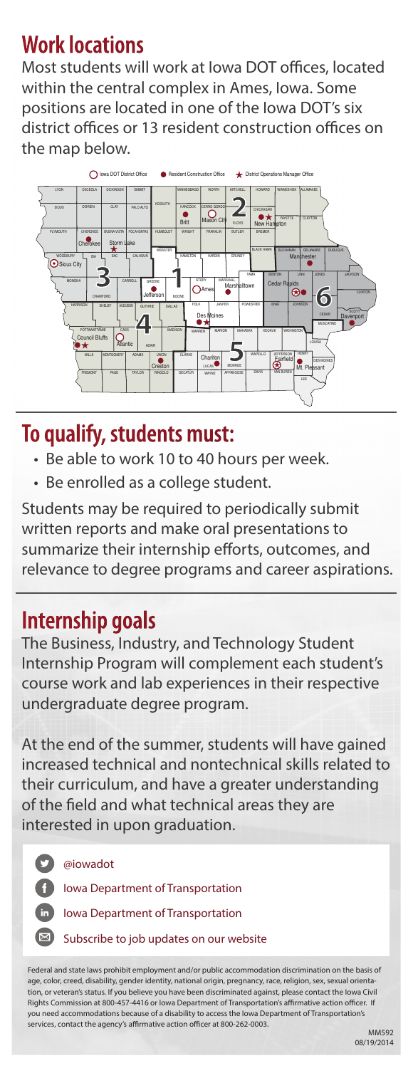## Work locations

Most students will work at Iowa DOT offices, located within the central complex in Ames, Iowa. Some positions are located in one of the Iowa DOT's six district offices or 13 resident construction offices on the map below.

Iowa DOT District Office
Resident Construction Office
District Operations Manager Office

Sioux City
Cherokee
Storm Lake
Britt
Mason City
New Hampton
Manchester
Cedar Rapids
Marshalltown
Ames
Jefferson
Des Moines
Council Bluffs
Atlantic
Creston
Chariton
Fairfield
Mt. Pleasant
Davenport

## To qualify, students must:

- Be able to work 10 to 40 hours per week.
- Be enrolled as a college student.

Students may be required to periodically submit written reports and make oral presentations to summarize their internship efforts, outcomes, and relevance to degree programs and career aspirations.

## Internship goals

The Business, Industry, and Technology Student Internship Program will complement each student's course work and lab experiences in their respective undergraduate degree program.

At the end of the summer, students will have gained increased technical and nontechnical skills related to their curriculum, and have a greater understanding of the field and what technical areas they are interested in upon graduation.

@iowadot

Iowa Department of Transportation

Iowa Department of Transportation

Subscribe to job updates on our website

Federal and state laws prohibit employment and/or public accommodation discrimination on the basis of age, color, creed, disability, gender identity, national origin, pregnancy, race, religion, sex, sexual orientation, or veteran's status. If you believe you have been discriminated against, please contact the Iowa Civil Rights Commission at 800-457-4416 or Iowa Department of Transportation's affirmative action officer. If you need accommodations because of a disability to access the Iowa Department of Transportation's services, contact the agency's affirmative action officer at 800-262-0003.

MM592
08/19/2014